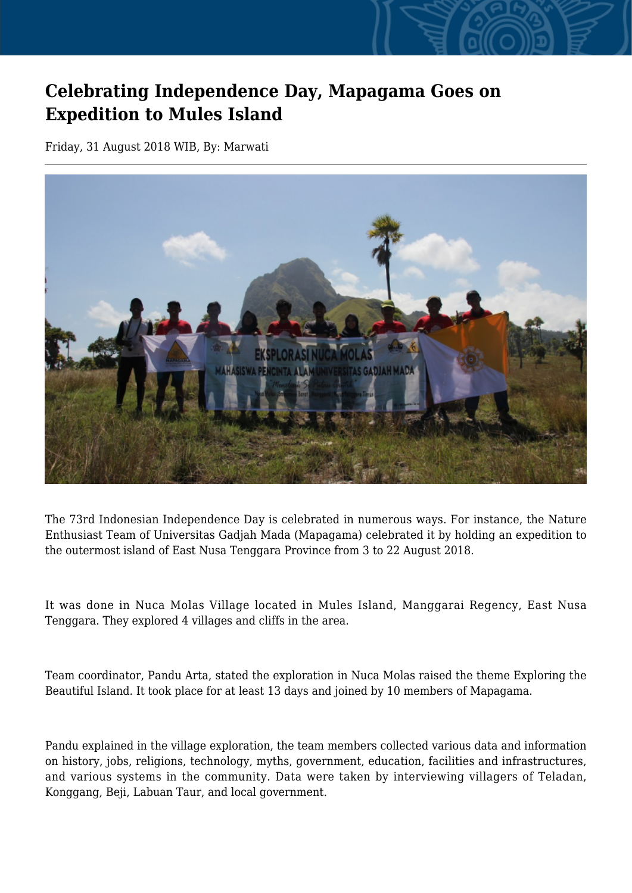# Celebrating Independence Day, Mapagama Goes on Expedition to Mules Island

Friday, 31 August 2018 WIB, By: Marwati

The 73rd Indonesian Independence Day is celebrated in numerous ways. For instance, the Nature Enthusiast Team of Universitas Gadjah Mada (Mapagama) celebrated it by holding an expedition to the outermost island of East Nusa Tenggara Province from 3 to 22 August 2018.

It was done in Nuca Molas Village located in Mules Island, Manggarai Regency, East Nusa Tenggara. They explored 4 villages and cliffs in the area.

Team coordinator, Pandu Arta, stated the exploration in Nuca Molas raised the theme Exploring the Beautiful Island. It took place for at least 13 days and joined by 10 members of Mapagama.

Pandu explained in the village exploration, the team members collected various data and information on history, jobs, religions, technology, myths, government, education, facilities and infrastructures, and various systems in the community. Data were taken by interviewing villagers of Teladan, Konggang, Beji, Labuan Taur, and local government.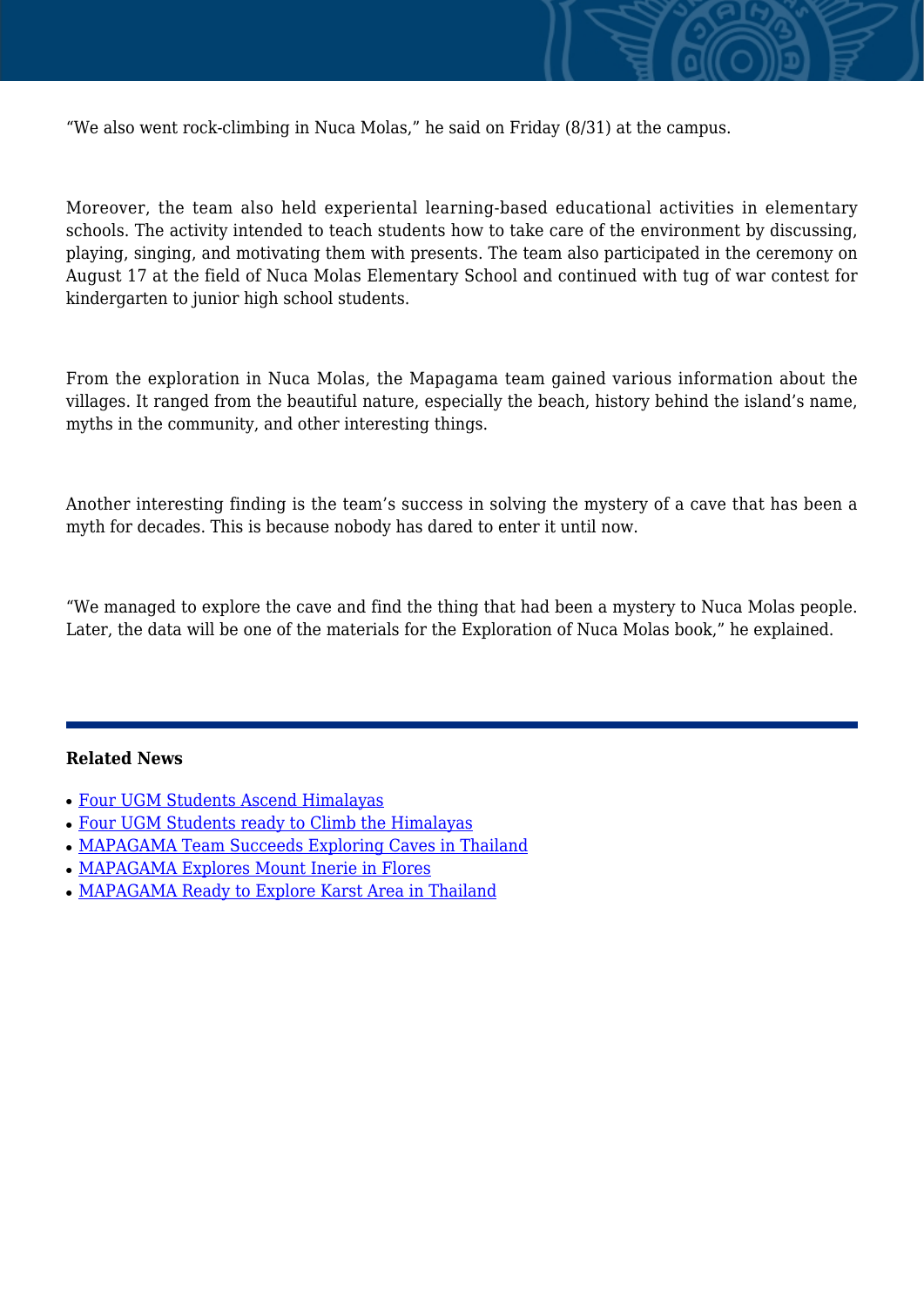“We also went rock-climbing in Nuca Molas,” he said on Friday (8/31) at the campus.

Moreover, the team also held experiental learning-based educational activities in elementary schools. The activity intended to teach students how to take care of the environment by discussing, playing, singing, and motivating them with presents. The team also participated in the ceremony on August 17 at the field of Nuca Molas Elementary School and continued with tug of war contest for kindergarten to junior high school students.

From the exploration in Nuca Molas, the Mapagama team gained various information about the villages. It ranged from the beautiful nature, especially the beach, history behind the island’s name, myths in the community, and other interesting things.

Another interesting finding is the team’s success in solving the mystery of a cave that has been a myth for decades. This is because nobody has dared to enter it until now.

“We managed to explore the cave and find the thing that had been a mystery to Nuca Molas people. Later, the data will be one of the materials for the Exploration of Nuca Molas book,” he explained.

---

**Related News**

- Four UGM Students Ascend Himalayas
- Four UGM Students ready to Climb the Himalayas
- MAPAGAMA Team Succeeds Exploring Caves in Thailand
- MAPAGAMA Explores Mount Inerie in Flores
- MAPAGAMA Ready to Explore Karst Area in Thailand